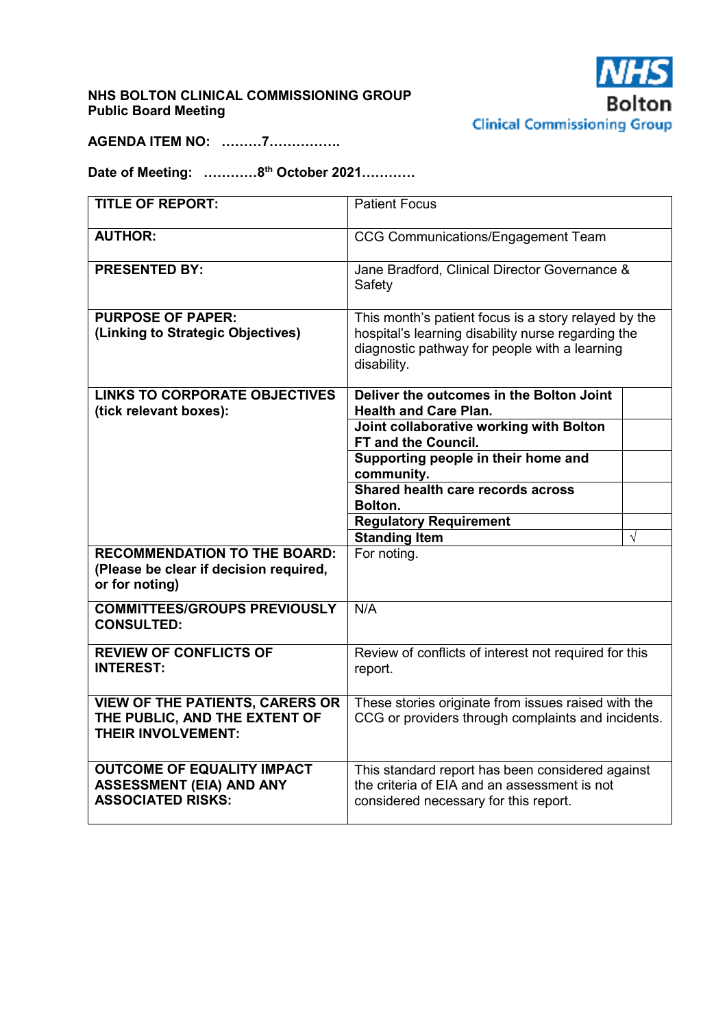**NHS BOLTON CLINICAL COMMISSIONING GROUP**
**Public Board Meeting**

NHS Bolton Clinical Commissioning Group

**AGENDA ITEM NO: ………7…………….**

**Date of Meeting: …………8th October 2021…………**

| | | |
|---|---|---|
| **TITLE OF REPORT:** | Patient Focus | |
| **AUTHOR:** | CCG Communications/Engagement Team | |
| **PRESENTED BY:** | Jane Bradford, Clinical Director Governance & Safety | |
| **PURPOSE OF PAPER: (Linking to Strategic Objectives)** | This month's patient focus is a story relayed by the hospital's learning disability nurse regarding the diagnostic pathway for people with a learning disability. | |
| **LINKS TO CORPORATE OBJECTIVES (tick relevant boxes):** | **Deliver the outcomes in the Bolton Joint Health and Care Plan.** | |
| | **Joint collaborative working with Bolton FT and the Council.** | |
| | **Supporting people in their home and community.** | |
| | **Shared health care records across Bolton.** | |
| | **Regulatory Requirement** | |
| | **Standing Item** | √ |
| **RECOMMENDATION TO THE BOARD: (Please be clear if decision required, or for noting)** | For noting. | |
| **COMMITTEES/GROUPS PREVIOUSLY CONSULTED:** | N/A | |
| **REVIEW OF CONFLICTS OF INTEREST:** | Review of conflicts of interest not required for this report. | |
| **VIEW OF THE PATIENTS, CARERS OR THE PUBLIC, AND THE EXTENT OF THEIR INVOLVEMENT:** | These stories originate from issues raised with the CCG or providers through complaints and incidents. | |
| **OUTCOME OF EQUALITY IMPACT ASSESSMENT (EIA) AND ANY ASSOCIATED RISKS:** | This standard report has been considered against the criteria of EIA and an assessment is not considered necessary for this report. | |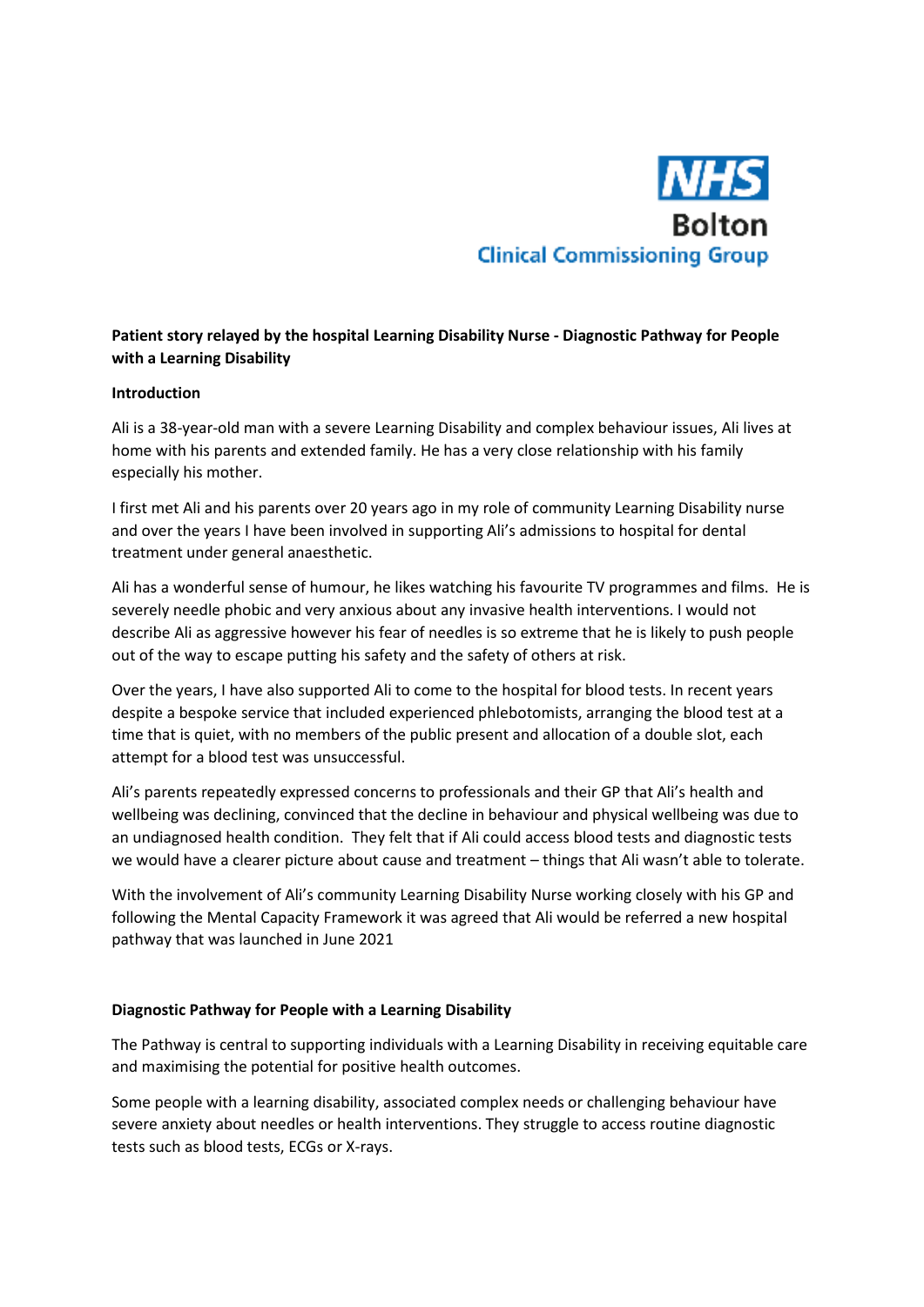NHS Bolton Clinical Commissioning Group

**Patient story relayed by the hospital Learning Disability Nurse - Diagnostic Pathway for People with a Learning Disability**

**Introduction**

Ali is a 38-year-old man with a severe Learning Disability and complex behaviour issues, Ali lives at home with his parents and extended family. He has a very close relationship with his family especially his mother.

I first met Ali and his parents over 20 years ago in my role of community Learning Disability nurse and over the years I have been involved in supporting Ali's admissions to hospital for dental treatment under general anaesthetic.

Ali has a wonderful sense of humour, he likes watching his favourite TV programmes and films. He is severely needle phobic and very anxious about any invasive health interventions. I would not describe Ali as aggressive however his fear of needles is so extreme that he is likely to push people out of the way to escape putting his safety and the safety of others at risk.

Over the years, I have also supported Ali to come to the hospital for blood tests. In recent years despite a bespoke service that included experienced phlebotomists, arranging the blood test at a time that is quiet, with no members of the public present and allocation of a double slot, each attempt for a blood test was unsuccessful.

Ali's parents repeatedly expressed concerns to professionals and their GP that Ali's health and wellbeing was declining, convinced that the decline in behaviour and physical wellbeing was due to an undiagnosed health condition. They felt that if Ali could access blood tests and diagnostic tests we would have a clearer picture about cause and treatment – things that Ali wasn't able to tolerate.

With the involvement of Ali's community Learning Disability Nurse working closely with his GP and following the Mental Capacity Framework it was agreed that Ali would be referred a new hospital pathway that was launched in June 2021

**Diagnostic Pathway for People with a Learning Disability**

The Pathway is central to supporting individuals with a Learning Disability in receiving equitable care and maximising the potential for positive health outcomes.

Some people with a learning disability, associated complex needs or challenging behaviour have severe anxiety about needles or health interventions. They struggle to access routine diagnostic tests such as blood tests, ECGs or X-rays.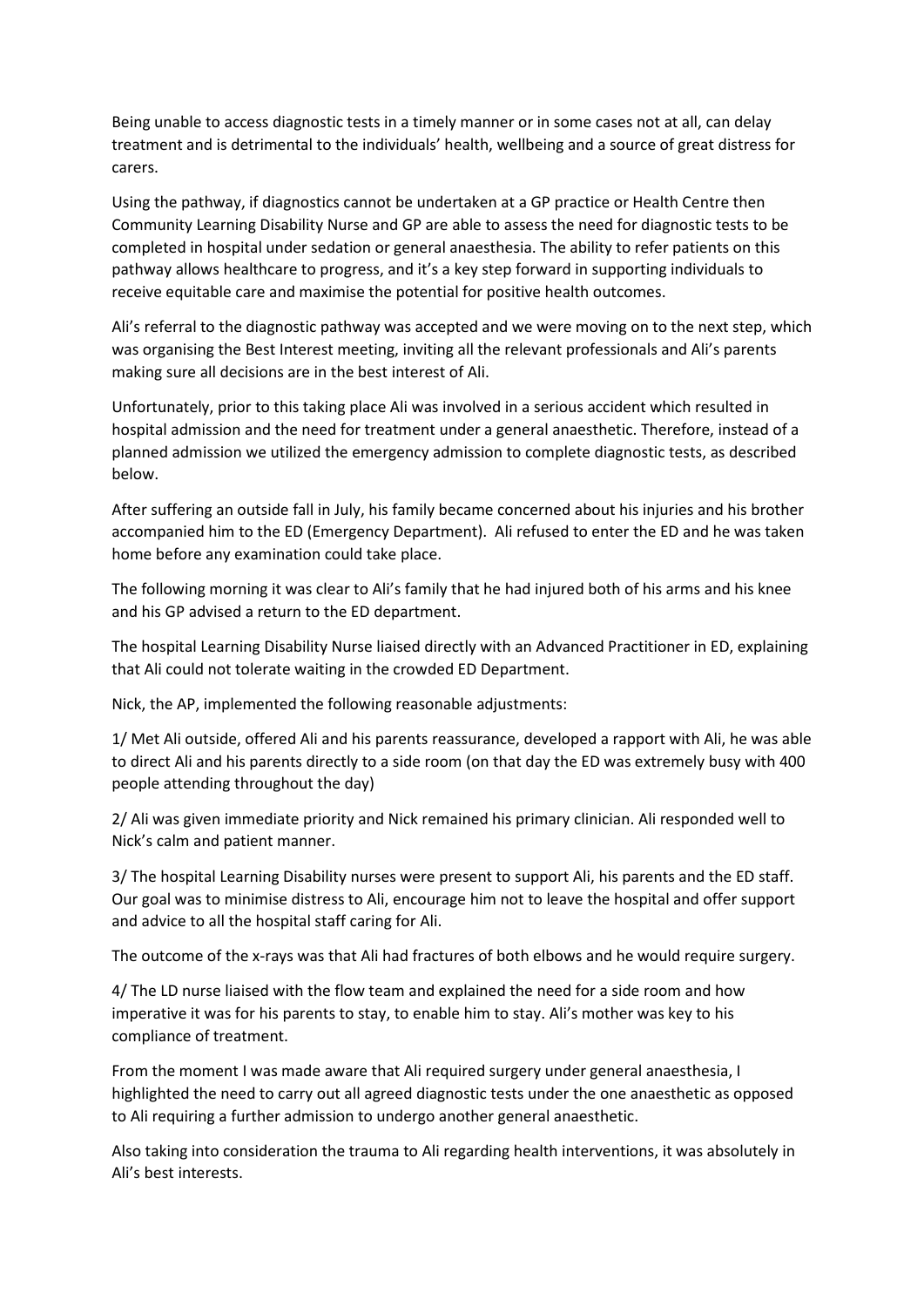Being unable to access diagnostic tests in a timely manner or in some cases not at all, can delay treatment and is detrimental to the individuals' health, wellbeing and a source of great distress for carers.

Using the pathway, if diagnostics cannot be undertaken at a GP practice or Health Centre then Community Learning Disability Nurse and GP are able to assess the need for diagnostic tests to be completed in hospital under sedation or general anaesthesia. The ability to refer patients on this pathway allows healthcare to progress, and it's a key step forward in supporting individuals to receive equitable care and maximise the potential for positive health outcomes.

Ali's referral to the diagnostic pathway was accepted and we were moving on to the next step, which was organising the Best Interest meeting, inviting all the relevant professionals and Ali's parents making sure all decisions are in the best interest of Ali.

Unfortunately, prior to this taking place Ali was involved in a serious accident which resulted in hospital admission and the need for treatment under a general anaesthetic. Therefore, instead of a planned admission we utilized the emergency admission to complete diagnostic tests, as described below.

After suffering an outside fall in July, his family became concerned about his injuries and his brother accompanied him to the ED (Emergency Department). Ali refused to enter the ED and he was taken home before any examination could take place.

The following morning it was clear to Ali's family that he had injured both of his arms and his knee and his GP advised a return to the ED department.

The hospital Learning Disability Nurse liaised directly with an Advanced Practitioner in ED, explaining that Ali could not tolerate waiting in the crowded ED Department.

Nick, the AP, implemented the following reasonable adjustments:

1/ Met Ali outside, offered Ali and his parents reassurance, developed a rapport with Ali, he was able to direct Ali and his parents directly to a side room (on that day the ED was extremely busy with 400 people attending throughout the day)

2/ Ali was given immediate priority and Nick remained his primary clinician. Ali responded well to Nick's calm and patient manner.

3/ The hospital Learning Disability nurses were present to support Ali, his parents and the ED staff. Our goal was to minimise distress to Ali, encourage him not to leave the hospital and offer support and advice to all the hospital staff caring for Ali.

The outcome of the x-rays was that Ali had fractures of both elbows and he would require surgery.

4/ The LD nurse liaised with the flow team and explained the need for a side room and how imperative it was for his parents to stay, to enable him to stay. Ali's mother was key to his compliance of treatment.

From the moment I was made aware that Ali required surgery under general anaesthesia, I highlighted the need to carry out all agreed diagnostic tests under the one anaesthetic as opposed to Ali requiring a further admission to undergo another general anaesthetic.

Also taking into consideration the trauma to Ali regarding health interventions, it was absolutely in Ali's best interests.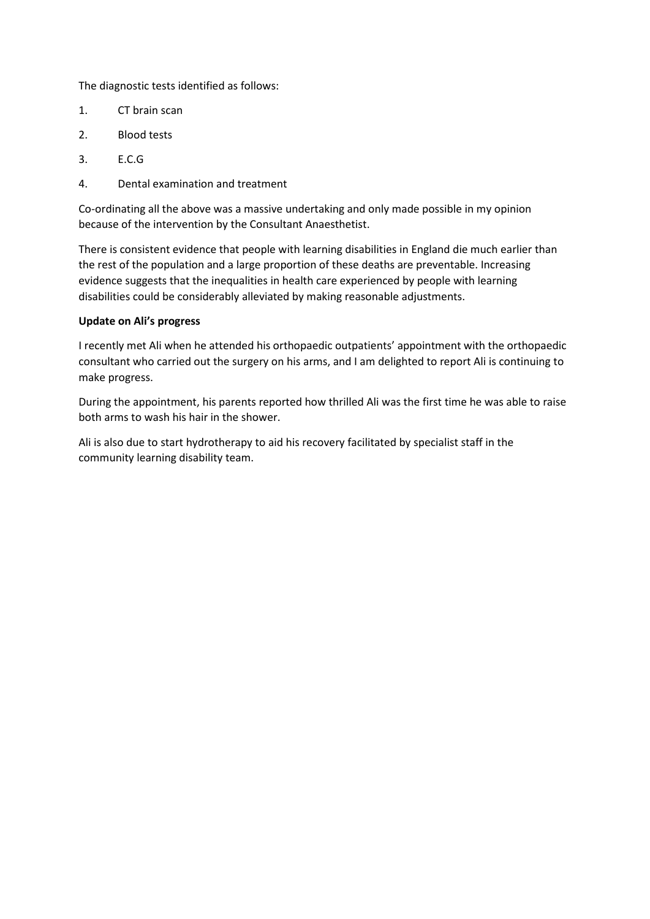The diagnostic tests identified as follows:

1. CT brain scan
2. Blood tests
3. E.C.G
4. Dental examination and treatment

Co-ordinating all the above was a massive undertaking and only made possible in my opinion because of the intervention by the Consultant Anaesthetist.

There is consistent evidence that people with learning disabilities in England die much earlier than the rest of the population and a large proportion of these deaths are preventable. Increasing evidence suggests that the inequalities in health care experienced by people with learning disabilities could be considerably alleviated by making reasonable adjustments.

**Update on Ali's progress**

I recently met Ali when he attended his orthopaedic outpatients' appointment with the orthopaedic consultant who carried out the surgery on his arms, and I am delighted to report Ali is continuing to make progress.

During the appointment, his parents reported how thrilled Ali was the first time he was able to raise both arms to wash his hair in the shower.

Ali is also due to start hydrotherapy to aid his recovery facilitated by specialist staff in the community learning disability team.